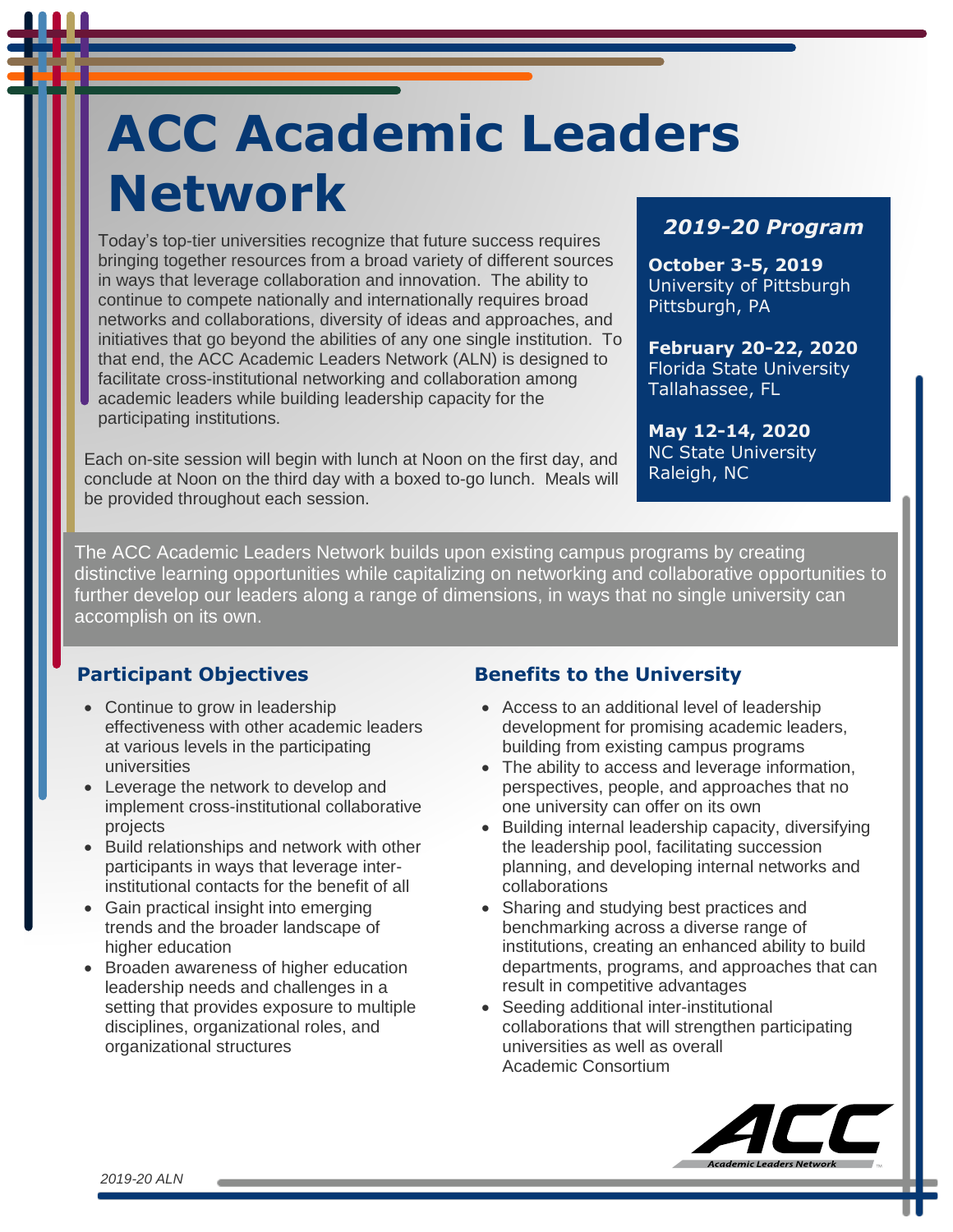# ACC Academic Leaders Network

Today's top-tier universities recognize that future success requires bringing together resources from a broad variety of different sources in ways that leverage collaboration and innovation. The ability to continue to compete nationally and internationally requires broad networks and collaborations, diversity of ideas and approaches, and initiatives that go beyond the abilities of any one single institution. To that end, the ACC Academic Leaders Network (ALN) is designed to facilitate cross-institutional networking and collaboration among academic leaders while building leadership capacity for the participating institutions.

Each on-site session will begin with lunch at Noon on the first day, and conclude at Noon on the third day with a boxed to-go lunch. Meals will be provided throughout each session.

### *2019-20 Program*

**October 3-5, 2019**
University of Pittsburgh
Pittsburgh, PA

**February 20-22, 2020**
Florida State University
Tallahassee, FL

**May 12-14, 2020**
NC State University
Raleigh, NC

The ACC Academic Leaders Network builds upon existing campus programs by creating distinctive learning opportunities while capitalizing on networking and collaborative opportunities to further develop our leaders along a range of dimensions, in ways that no single university can accomplish on its own.

## Participant Objectives

- Continue to grow in leadership effectiveness with other academic leaders at various levels in the participating universities
- Leverage the network to develop and implement cross-institutional collaborative projects
- Build relationships and network with other participants in ways that leverage inter-institutional contacts for the benefit of all
- Gain practical insight into emerging trends and the broader landscape of higher education
- Broaden awareness of higher education leadership needs and challenges in a setting that provides exposure to multiple disciplines, organizational roles, and organizational structures

## Benefits to the University

- Access to an additional level of leadership development for promising academic leaders, building from existing campus programs
- The ability to access and leverage information, perspectives, people, and approaches that no one university can offer on its own
- Building internal leadership capacity, diversifying the leadership pool, facilitating succession planning, and developing internal networks and collaborations
- Sharing and studying best practices and benchmarking across a diverse range of institutions, creating an enhanced ability to build departments, programs, and approaches that can result in competitive advantages
- Seeding additional inter-institutional collaborations that will strengthen participating universities as well as overall Academic Consortium

ACC Academic Leaders Network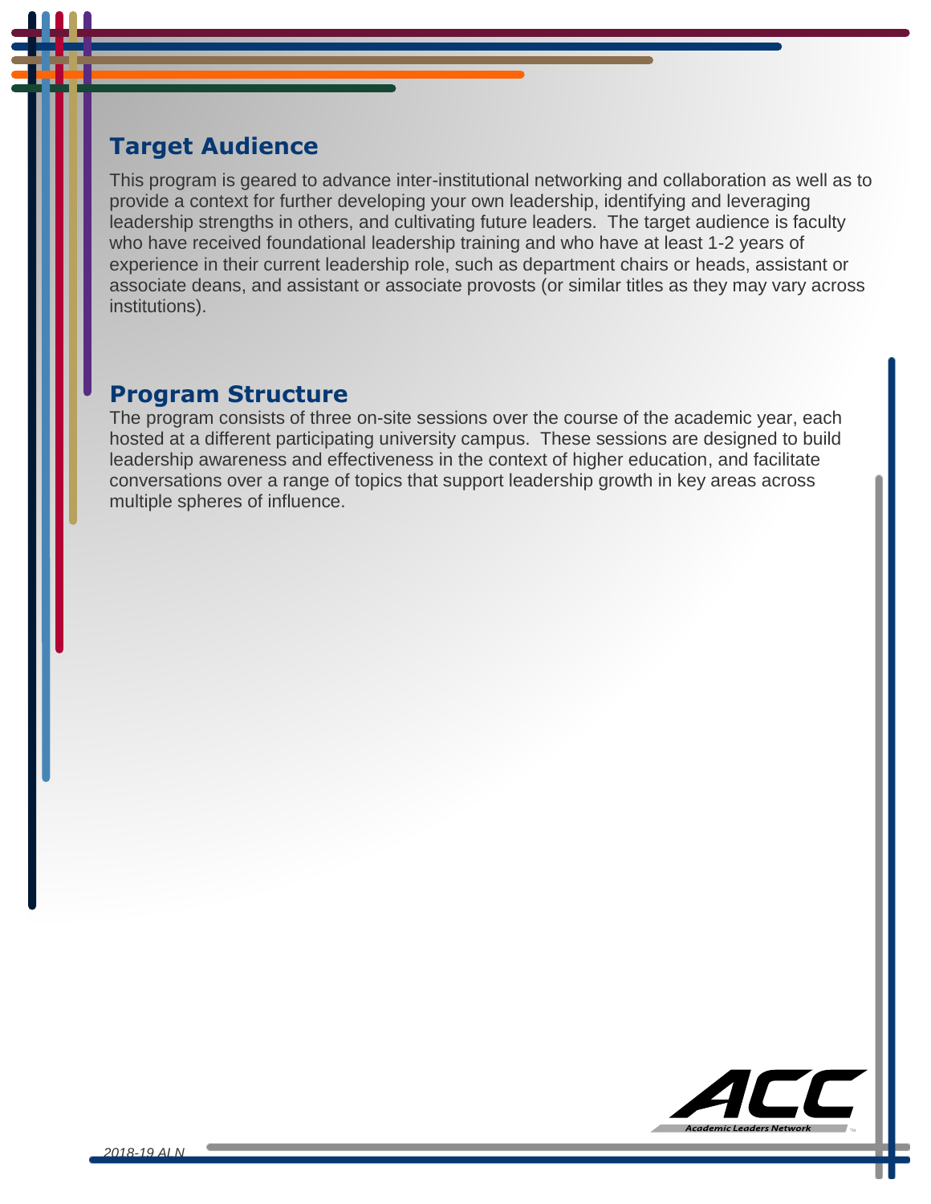## Target Audience

This program is geared to advance inter-institutional networking and collaboration as well as to provide a context for further developing your own leadership, identifying and leveraging leadership strengths in others, and cultivating future leaders. The target audience is faculty who have received foundational leadership training and who have at least 1-2 years of experience in their current leadership role, such as department chairs or heads, assistant or associate deans, and assistant or associate provosts (or similar titles as they may vary across institutions).

## Program Structure

The program consists of three on-site sessions over the course of the academic year, each hosted at a different participating university campus. These sessions are designed to build leadership awareness and effectiveness in the context of higher education, and facilitate conversations over a range of topics that support leadership growth in key areas across multiple spheres of influence.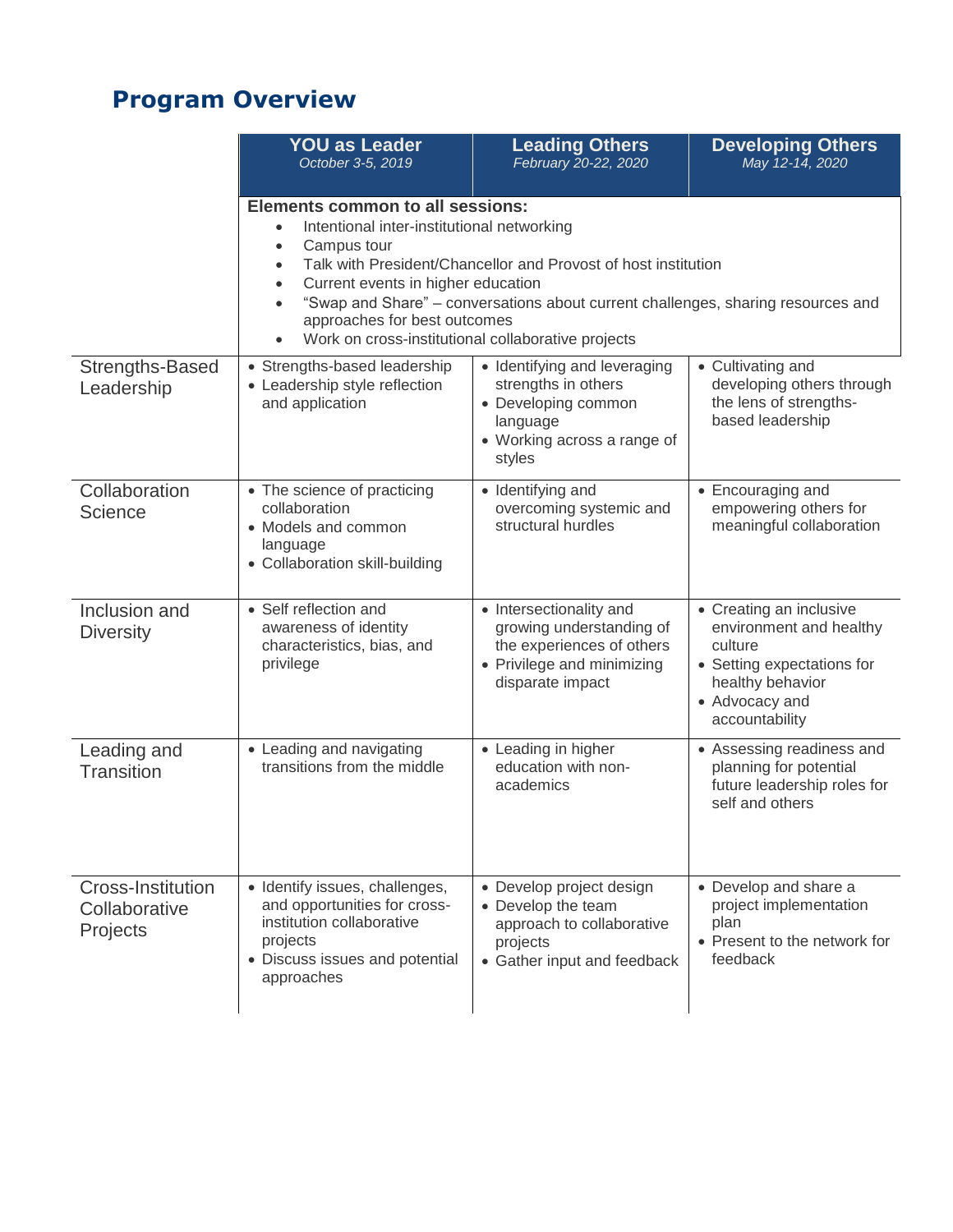## Program Overview

| | **YOU as Leader**<br>*October 3-5, 2019* | **Leading Others**<br>*February 20-22, 2020* | **Developing Others**<br>*May 12-14, 2020* |
|---|---|---|---|
| | **Elements common to all sessions:**<br>• Intentional inter-institutional networking<br>• Campus tour<br>• Talk with President/Chancellor and Provost of host institution<br>• Current events in higher education<br>• "Swap and Share" – conversations about current challenges, sharing resources and approaches for best outcomes<br>• Work on cross-institutional collaborative projects | | |
| Strengths-Based Leadership | • Strengths-based leadership<br>• Leadership style reflection and application | • Identifying and leveraging strengths in others<br>• Developing common language<br>• Working across a range of styles | • Cultivating and developing others through the lens of strengths-based leadership |
| Collaboration Science | • The science of practicing collaboration<br>• Models and common language<br>• Collaboration skill-building | • Identifying and overcoming systemic and structural hurdles | • Encouraging and empowering others for meaningful collaboration |
| Inclusion and Diversity | • Self reflection and awareness of identity characteristics, bias, and privilege | • Intersectionality and growing understanding of the experiences of others<br>• Privilege and minimizing disparate impact | • Creating an inclusive environment and healthy culture<br>• Setting expectations for healthy behavior<br>• Advocacy and accountability |
| Leading and Transition | • Leading and navigating transitions from the middle | • Leading in higher education with non-academics | • Assessing readiness and planning for potential future leadership roles for self and others |
| Cross-Institution Collaborative Projects | • Identify issues, challenges, and opportunities for cross-institution collaborative projects<br>• Discuss issues and potential approaches | • Develop project design<br>• Develop the team approach to collaborative projects<br>• Gather input and feedback | • Develop and share a project implementation plan<br>• Present to the network for feedback |